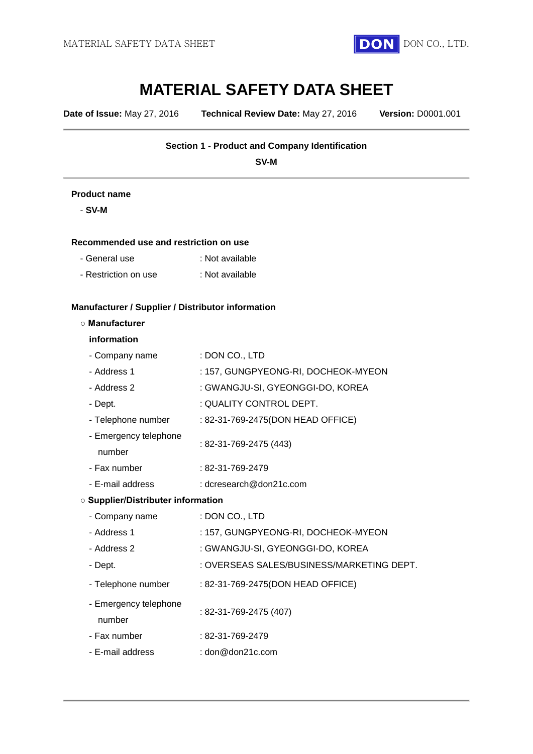# MATERIAL SAFETY DATA SHEET

**Date of Issue:** May 27, 2016 **Technical Review Date:** May 27, 2016 **Version:** D0001.001

---

**Section 1 - Product and Company Identification**

**SV-M**

---

**Product name**

- **SV-M**

**Recommended use and restriction on use**

- General use : Not available
- Restriction on use : Not available

**Manufacturer / Supplier / Distributor information**

○ **Manufacturer information**

- Company name : DON CO., LTD
- Address 1 : 157, GUNGPYEONG-RI, DOCHEOK-MYEON
- Address 2 : GWANGJU-SI, GYEONGGI-DO, KOREA
- Dept. : QUALITY CONTROL DEPT.
- Telephone number : 82-31-769-2475(DON HEAD OFFICE)
- Emergency telephone number : 82-31-769-2475 (443)
- Fax number : 82-31-769-2479
- E-mail address : dcresearch@don21c.com

○ **Supplier/Distributer information**

- Company name : DON CO., LTD
- Address 1 : 157, GUNGPYEONG-RI, DOCHEOK-MYEON
- Address 2 : GWANGJU-SI, GYEONGGI-DO, KOREA
- Dept. : OVERSEAS SALES/BUSINESS/MARKETING DEPT.
- Telephone number : 82-31-769-2475(DON HEAD OFFICE)
- Emergency telephone number : 82-31-769-2475 (407)
- Fax number : 82-31-769-2479
- E-mail address : don@don21c.com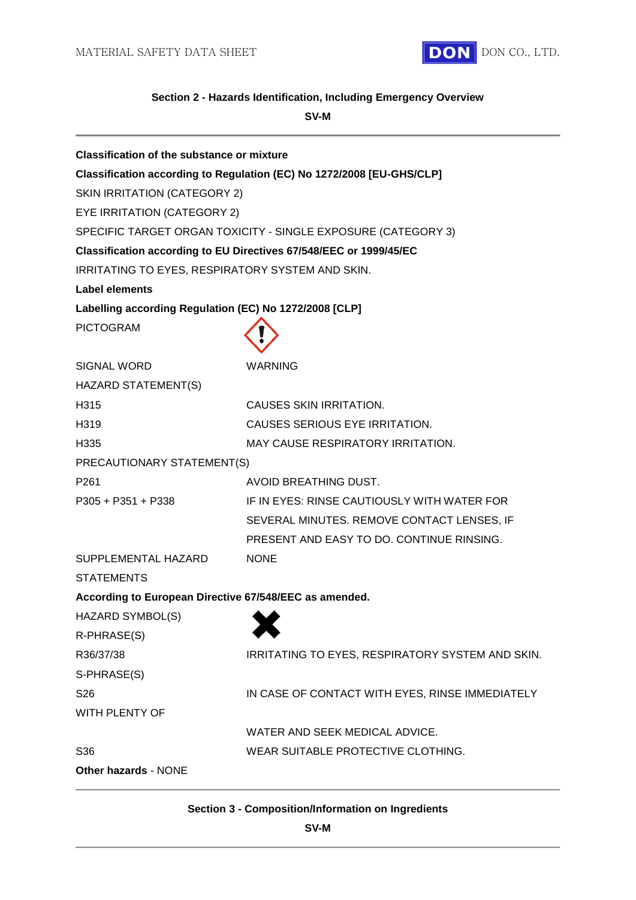## Section 2 - Hazards Identification, Including Emergency Overview

**SV-M**

**Classification of the substance or mixture**

**Classification according to Regulation (EC) No 1272/2008 [EU-GHS/CLP]**

SKIN IRRITATION (CATEGORY 2)

EYE IRRITATION (CATEGORY 2)

SPECIFIC TARGET ORGAN TOXICITY - SINGLE EXPOSURE (CATEGORY 3)

**Classification according to EU Directives 67/548/EEC or 1999/45/EC**

IRRITATING TO EYES, RESPIRATORY SYSTEM AND SKIN.

**Label elements**

**Labelling according Regulation (EC) No 1272/2008 [CLP]**

| | |
|---|---|
| PICTOGRAM | |
| SIGNAL WORD | WARNING |
| HAZARD STATEMENT(S) | |
| H315 | CAUSES SKIN IRRITATION. |
| H319 | CAUSES SERIOUS EYE IRRITATION. |
| H335 | MAY CAUSE RESPIRATORY IRRITATION. |
| PRECAUTIONARY STATEMENT(S) | |
| P261 | AVOID BREATHING DUST. |
| P305 + P351 + P338 | IF IN EYES: RINSE CAUTIOUSLY WITH WATER FOR SEVERAL MINUTES. REMOVE CONTACT LENSES, IF PRESENT AND EASY TO DO. CONTINUE RINSING. |
| SUPPLEMENTAL HAZARD STATEMENTS | NONE |

**According to European Directive 67/548/EEC as amended.**

| | |
|---|---|
| HAZARD SYMBOL(S) | |
| R-PHRASE(S) | |
| R36/37/38 | IRRITATING TO EYES, RESPIRATORY SYSTEM AND SKIN. |
| S-PHRASE(S) | |
| S26 | IN CASE OF CONTACT WITH EYES, RINSE IMMEDIATELY WITH PLENTY OF WATER AND SEEK MEDICAL ADVICE. |
| S36 | WEAR SUITABLE PROTECTIVE CLOTHING. |

**Other hazards** - NONE

## Section 3 - Composition/Information on Ingredients

**SV-M**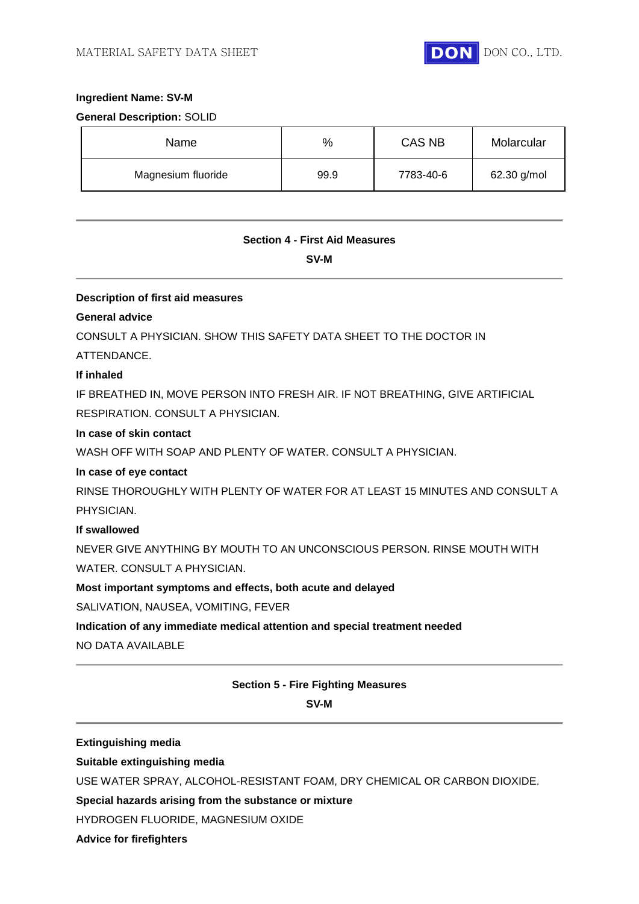**Ingredient Name: SV-M**

**General Description:** SOLID

| Name | % | CAS NB | Molarcular |
|---|---|---|---|
| Magnesium fluoride | 99.9 | 7783-40-6 | 62.30 g/mol |

---

## Section 4 - First Aid Measures

**SV-M**

---

**Description of first aid measures**

**General advice**

CONSULT A PHYSICIAN. SHOW THIS SAFETY DATA SHEET TO THE DOCTOR IN ATTENDANCE.

**If inhaled**

IF BREATHED IN, MOVE PERSON INTO FRESH AIR. IF NOT BREATHING, GIVE ARTIFICIAL RESPIRATION. CONSULT A PHYSICIAN.

**In case of skin contact**

WASH OFF WITH SOAP AND PLENTY OF WATER. CONSULT A PHYSICIAN.

**In case of eye contact**

RINSE THOROUGHLY WITH PLENTY OF WATER FOR AT LEAST 15 MINUTES AND CONSULT A PHYSICIAN.

**If swallowed**

NEVER GIVE ANYTHING BY MOUTH TO AN UNCONSCIOUS PERSON. RINSE MOUTH WITH WATER. CONSULT A PHYSICIAN.

**Most important symptoms and effects, both acute and delayed**

SALIVATION, NAUSEA, VOMITING, FEVER

**Indication of any immediate medical attention and special treatment needed**

NO DATA AVAILABLE

---

## Section 5 - Fire Fighting Measures

**SV-M**

---

**Extinguishing media**

**Suitable extinguishing media**

USE WATER SPRAY, ALCOHOL-RESISTANT FOAM, DRY CHEMICAL OR CARBON DIOXIDE.

**Special hazards arising from the substance or mixture**

HYDROGEN FLUORIDE, MAGNESIUM OXIDE

**Advice for firefighters**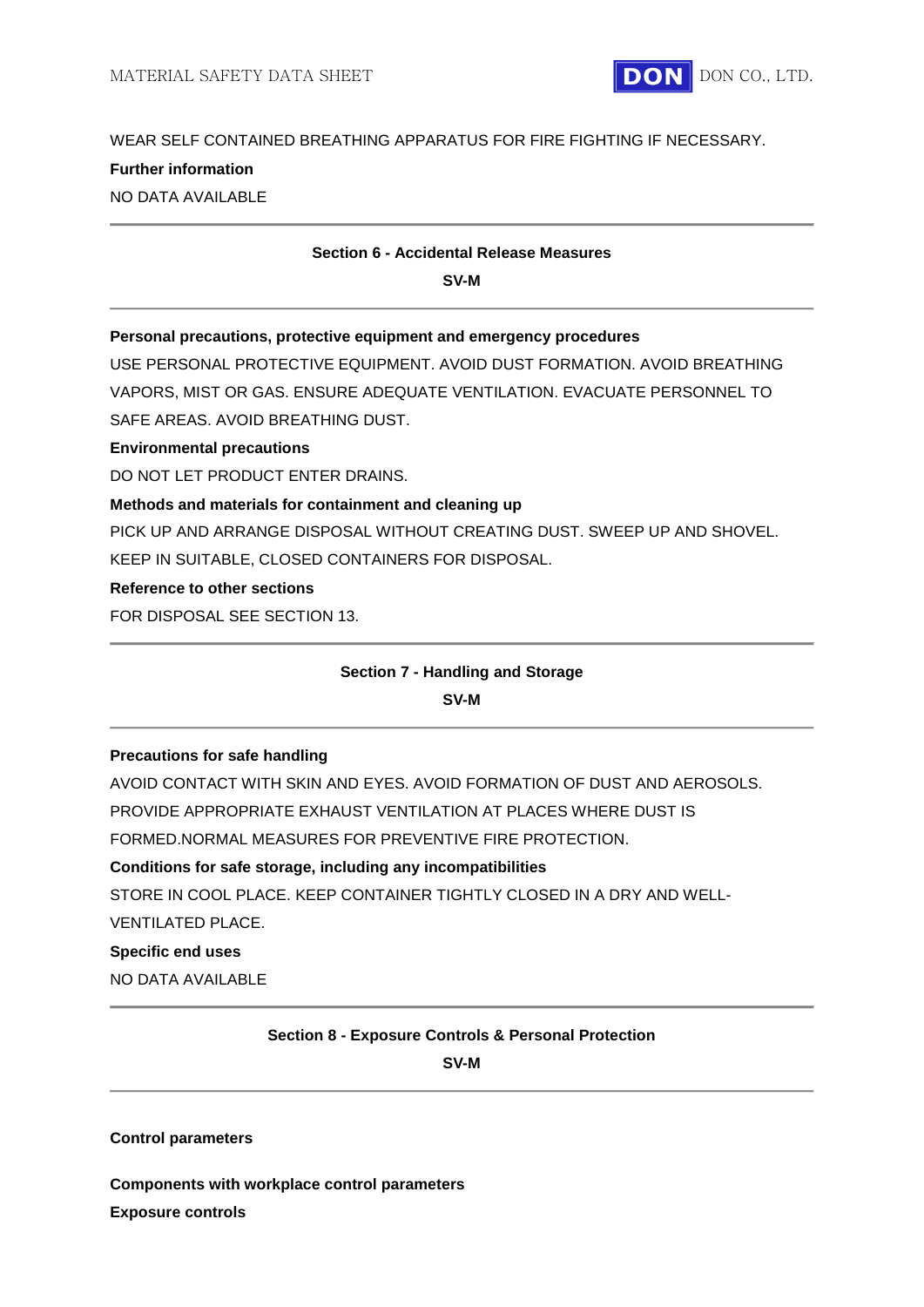WEAR SELF CONTAINED BREATHING APPARATUS FOR FIRE FIGHTING IF NECESSARY.

**Further information**

NO DATA AVAILABLE

---

## Section 6 - Accidental Release Measures

**SV-M**

---

**Personal precautions, protective equipment and emergency procedures**

USE PERSONAL PROTECTIVE EQUIPMENT. AVOID DUST FORMATION. AVOID BREATHING VAPORS, MIST OR GAS. ENSURE ADEQUATE VENTILATION. EVACUATE PERSONNEL TO SAFE AREAS. AVOID BREATHING DUST.

**Environmental precautions**

DO NOT LET PRODUCT ENTER DRAINS.

**Methods and materials for containment and cleaning up**

PICK UP AND ARRANGE DISPOSAL WITHOUT CREATING DUST. SWEEP UP AND SHOVEL. KEEP IN SUITABLE, CLOSED CONTAINERS FOR DISPOSAL.

**Reference to other sections**

FOR DISPOSAL SEE SECTION 13.

---

## Section 7 - Handling and Storage

**SV-M**

---

**Precautions for safe handling**

AVOID CONTACT WITH SKIN AND EYES. AVOID FORMATION OF DUST AND AEROSOLS. PROVIDE APPROPRIATE EXHAUST VENTILATION AT PLACES WHERE DUST IS FORMED.NORMAL MEASURES FOR PREVENTIVE FIRE PROTECTION.

**Conditions for safe storage, including any incompatibilities**

STORE IN COOL PLACE. KEEP CONTAINER TIGHTLY CLOSED IN A DRY AND WELL-VENTILATED PLACE.

**Specific end uses**

NO DATA AVAILABLE

---

## Section 8 - Exposure Controls & Personal Protection

**SV-M**

---

**Control parameters**

**Components with workplace control parameters**

**Exposure controls**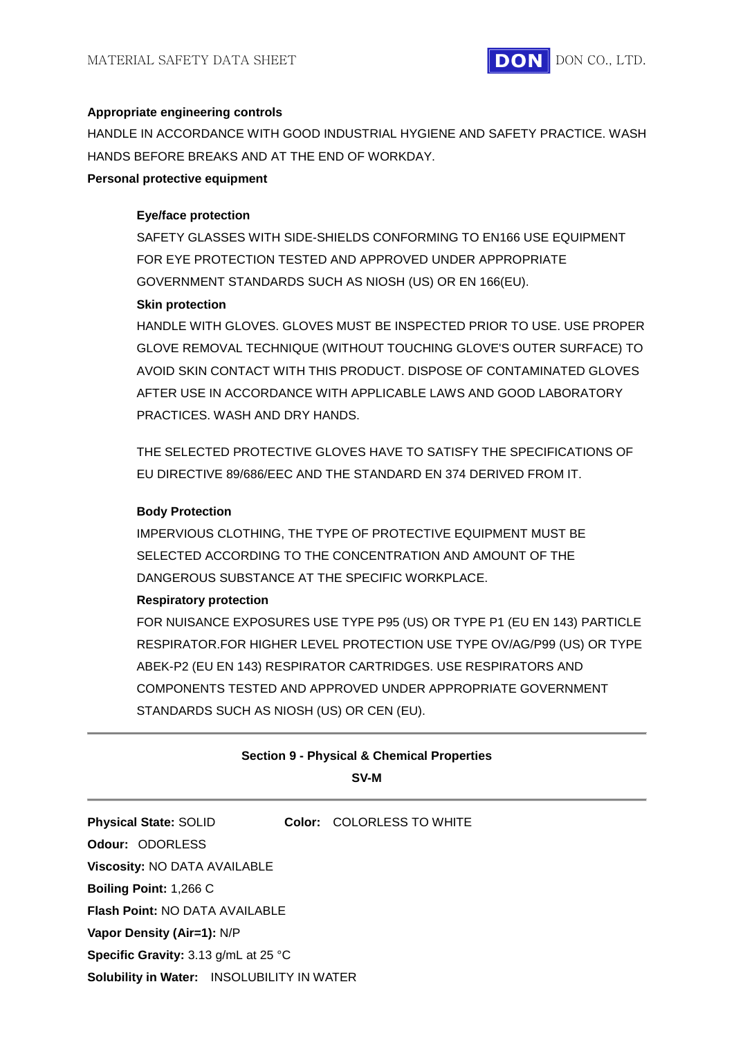**Appropriate engineering controls**

HANDLE IN ACCORDANCE WITH GOOD INDUSTRIAL HYGIENE AND SAFETY PRACTICE. WASH HANDS BEFORE BREAKS AND AT THE END OF WORKDAY.

**Personal protective equipment**

**Eye/face protection**

SAFETY GLASSES WITH SIDE-SHIELDS CONFORMING TO EN166 USE EQUIPMENT FOR EYE PROTECTION TESTED AND APPROVED UNDER APPROPRIATE GOVERNMENT STANDARDS SUCH AS NIOSH (US) OR EN 166(EU).

**Skin protection**

HANDLE WITH GLOVES. GLOVES MUST BE INSPECTED PRIOR TO USE. USE PROPER GLOVE REMOVAL TECHNIQUE (WITHOUT TOUCHING GLOVE'S OUTER SURFACE) TO AVOID SKIN CONTACT WITH THIS PRODUCT. DISPOSE OF CONTAMINATED GLOVES AFTER USE IN ACCORDANCE WITH APPLICABLE LAWS AND GOOD LABORATORY PRACTICES. WASH AND DRY HANDS.

THE SELECTED PROTECTIVE GLOVES HAVE TO SATISFY THE SPECIFICATIONS OF EU DIRECTIVE 89/686/EEC AND THE STANDARD EN 374 DERIVED FROM IT.

**Body Protection**

IMPERVIOUS CLOTHING, THE TYPE OF PROTECTIVE EQUIPMENT MUST BE SELECTED ACCORDING TO THE CONCENTRATION AND AMOUNT OF THE DANGEROUS SUBSTANCE AT THE SPECIFIC WORKPLACE.

**Respiratory protection**

FOR NUISANCE EXPOSURES USE TYPE P95 (US) OR TYPE P1 (EU EN 143) PARTICLE RESPIRATOR.FOR HIGHER LEVEL PROTECTION USE TYPE OV/AG/P99 (US) OR TYPE ABEK-P2 (EU EN 143) RESPIRATOR CARTRIDGES. USE RESPIRATORS AND COMPONENTS TESTED AND APPROVED UNDER APPROPRIATE GOVERNMENT STANDARDS SUCH AS NIOSH (US) OR CEN (EU).

---

## Section 9 - Physical & Chemical Properties

**SV-M**

---

**Physical State:** SOLID **Color:** COLORLESS TO WHITE

**Odour:** ODORLESS

**Viscosity:** NO DATA AVAILABLE

**Boiling Point:** 1,266 C

**Flash Point:** NO DATA AVAILABLE

**Vapor Density (Air=1):** N/P

**Specific Gravity:** 3.13 g/mL at 25 °C

**Solubility in Water:** INSOLUBILITY IN WATER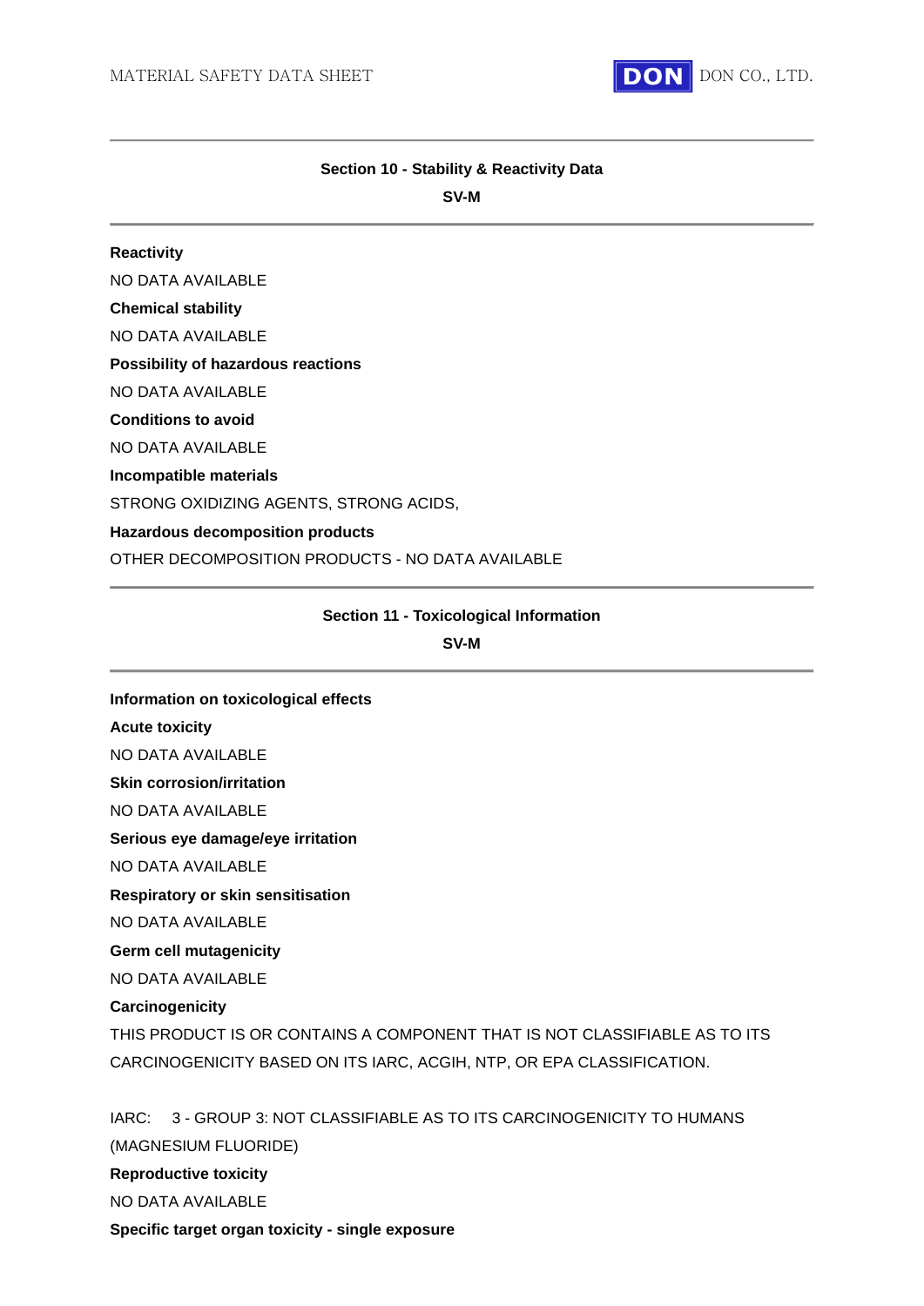## Section 10 - Stability & Reactivity Data

**SV-M**

**Reactivity**

NO DATA AVAILABLE

**Chemical stability**

NO DATA AVAILABLE

**Possibility of hazardous reactions**

NO DATA AVAILABLE

**Conditions to avoid**

NO DATA AVAILABLE

**Incompatible materials**

STRONG OXIDIZING AGENTS, STRONG ACIDS,

**Hazardous decomposition products**

OTHER DECOMPOSITION PRODUCTS - NO DATA AVAILABLE

## Section 11 - Toxicological Information

**SV-M**

**Information on toxicological effects**

**Acute toxicity**

NO DATA AVAILABLE

**Skin corrosion/irritation**

NO DATA AVAILABLE

**Serious eye damage/eye irritation**

NO DATA AVAILABLE

**Respiratory or skin sensitisation**

NO DATA AVAILABLE

**Germ cell mutagenicity**

NO DATA AVAILABLE

**Carcinogenicity**

THIS PRODUCT IS OR CONTAINS A COMPONENT THAT IS NOT CLASSIFIABLE AS TO ITS CARCINOGENICITY BASED ON ITS IARC, ACGIH, NTP, OR EPA CLASSIFICATION.

IARC: 3 - GROUP 3: NOT CLASSIFIABLE AS TO ITS CARCINOGENICITY TO HUMANS (MAGNESIUM FLUORIDE)

**Reproductive toxicity**

NO DATA AVAILABLE

**Specific target organ toxicity - single exposure**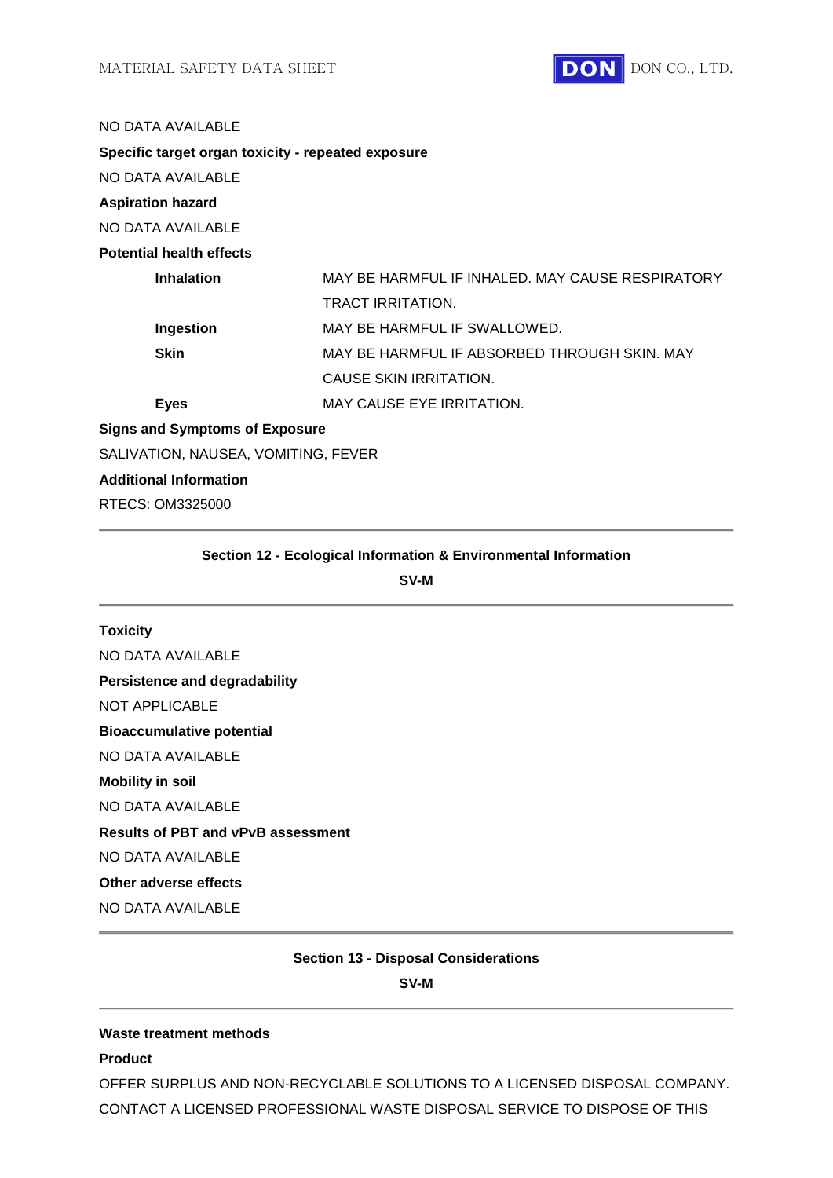NO DATA AVAILABLE

**Specific target organ toxicity - repeated exposure**

NO DATA AVAILABLE

**Aspiration hazard**

NO DATA AVAILABLE

**Potential health effects**

| | |
|---|---|
| **Inhalation** | MAY BE HARMFUL IF INHALED. MAY CAUSE RESPIRATORY TRACT IRRITATION. |
| **Ingestion** | MAY BE HARMFUL IF SWALLOWED. |
| **Skin** | MAY BE HARMFUL IF ABSORBED THROUGH SKIN. MAY CAUSE SKIN IRRITATION. |
| **Eyes** | MAY CAUSE EYE IRRITATION. |

**Signs and Symptoms of Exposure**

SALIVATION, NAUSEA, VOMITING, FEVER

**Additional Information**

RTECS: OM3325000

---

## Section 12 - Ecological Information & Environmental Information

**SV-M**

---

**Toxicity**

NO DATA AVAILABLE

**Persistence and degradability**

NOT APPLICABLE

**Bioaccumulative potential**

NO DATA AVAILABLE

**Mobility in soil**

NO DATA AVAILABLE

**Results of PBT and vPvB assessment**

NO DATA AVAILABLE

**Other adverse effects**

NO DATA AVAILABLE

---

## Section 13 - Disposal Considerations

**SV-M**

---

**Waste treatment methods**

**Product**

OFFER SURPLUS AND NON-RECYCLABLE SOLUTIONS TO A LICENSED DISPOSAL COMPANY. CONTACT A LICENSED PROFESSIONAL WASTE DISPOSAL SERVICE TO DISPOSE OF THIS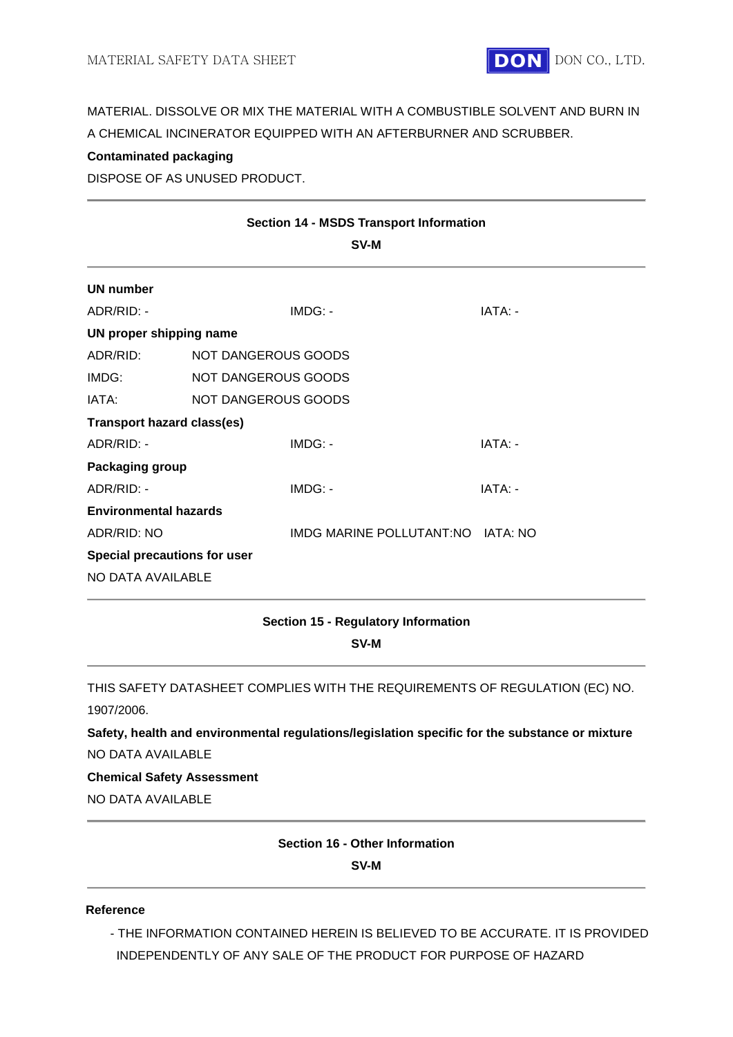MATERIAL. DISSOLVE OR MIX THE MATERIAL WITH A COMBUSTIBLE SOLVENT AND BURN IN A CHEMICAL INCINERATOR EQUIPPED WITH AN AFTERBURNER AND SCRUBBER.

**Contaminated packaging**

DISPOSE OF AS UNUSED PRODUCT.

---

## Section 14 - MSDS Transport Information

**SV-M**

---

**UN number**

| | | |
|---|---|---|
| ADR/RID: - | IMDG: - | IATA: - |

**UN proper shipping name**

| | |
|---|---|
| ADR/RID: | NOT DANGEROUS GOODS |
| IMDG: | NOT DANGEROUS GOODS |
| IATA: | NOT DANGEROUS GOODS |

**Transport hazard class(es)**

| | | |
|---|---|---|
| ADR/RID: - | IMDG: - | IATA: - |

**Packaging group**

| | | |
|---|---|---|
| ADR/RID: - | IMDG: - | IATA: - |

**Environmental hazards**

| | | |
|---|---|---|
| ADR/RID: NO | IMDG MARINE POLLUTANT:NO | IATA: NO |

**Special precautions for user**

NO DATA AVAILABLE

---

## Section 15 - Regulatory Information

**SV-M**

---

THIS SAFETY DATASHEET COMPLIES WITH THE REQUIREMENTS OF REGULATION (EC) NO. 1907/2006.

**Safety, health and environmental regulations/legislation specific for the substance or mixture**

NO DATA AVAILABLE

**Chemical Safety Assessment**

NO DATA AVAILABLE

---

## Section 16 - Other Information

**SV-M**

---

**Reference**

- THE INFORMATION CONTAINED HEREIN IS BELIEVED TO BE ACCURATE. IT IS PROVIDED INDEPENDENTLY OF ANY SALE OF THE PRODUCT FOR PURPOSE OF HAZARD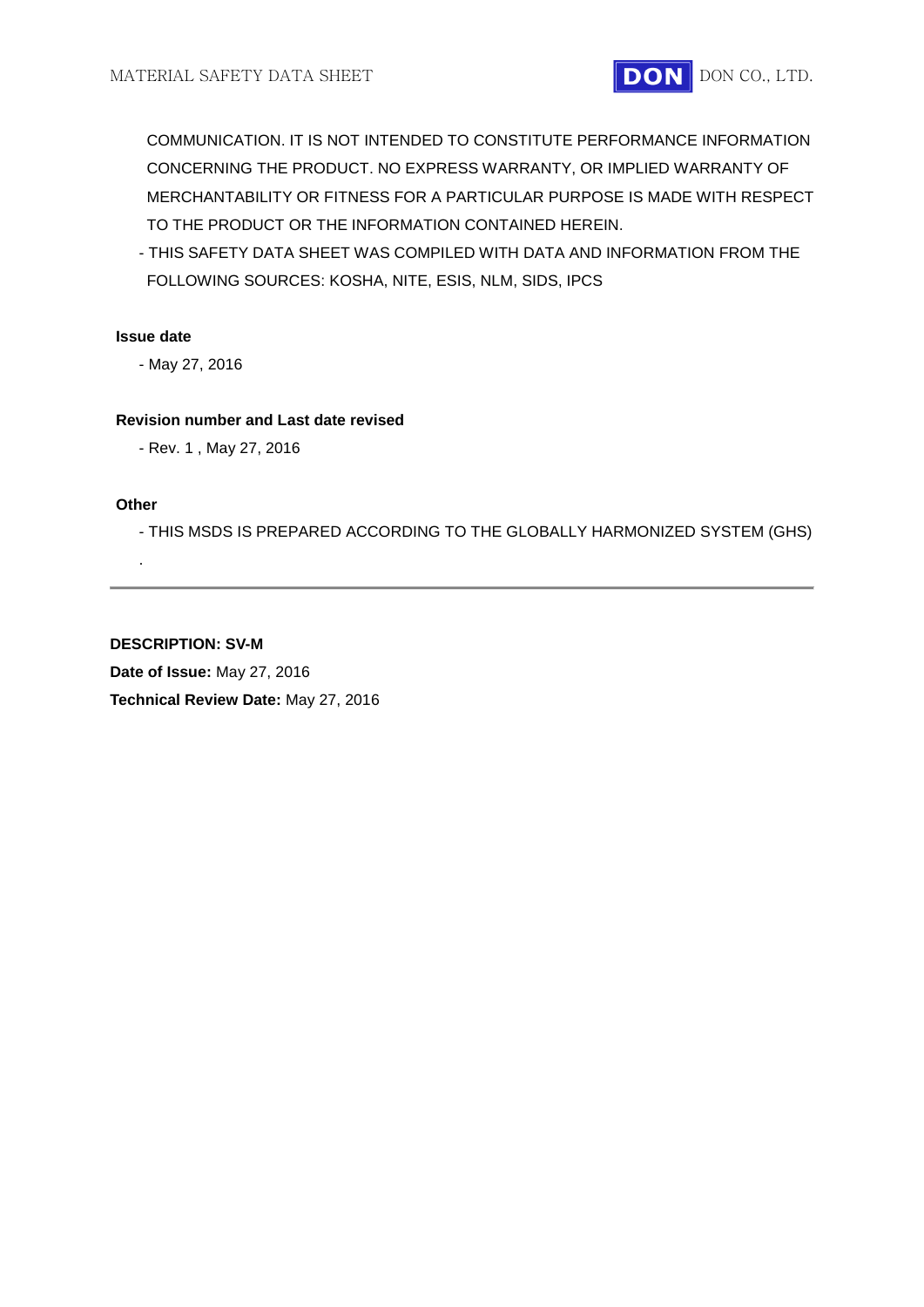COMMUNICATION. IT IS NOT INTENDED TO CONSTITUTE PERFORMANCE INFORMATION CONCERNING THE PRODUCT. NO EXPRESS WARRANTY, OR IMPLIED WARRANTY OF MERCHANTABILITY OR FITNESS FOR A PARTICULAR PURPOSE IS MADE WITH RESPECT TO THE PRODUCT OR THE INFORMATION CONTAINED HEREIN.

- THIS SAFETY DATA SHEET WAS COMPILED WITH DATA AND INFORMATION FROM THE FOLLOWING SOURCES: KOSHA, NITE, ESIS, NLM, SIDS, IPCS

**Issue date**

- May 27, 2016

**Revision number and Last date revised**

- Rev. 1 , May 27, 2016

**Other**

- THIS MSDS IS PREPARED ACCORDING TO THE GLOBALLY HARMONIZED SYSTEM (GHS) .

---

**DESCRIPTION: SV-M**

**Date of Issue:** May 27, 2016

**Technical Review Date:** May 27, 2016